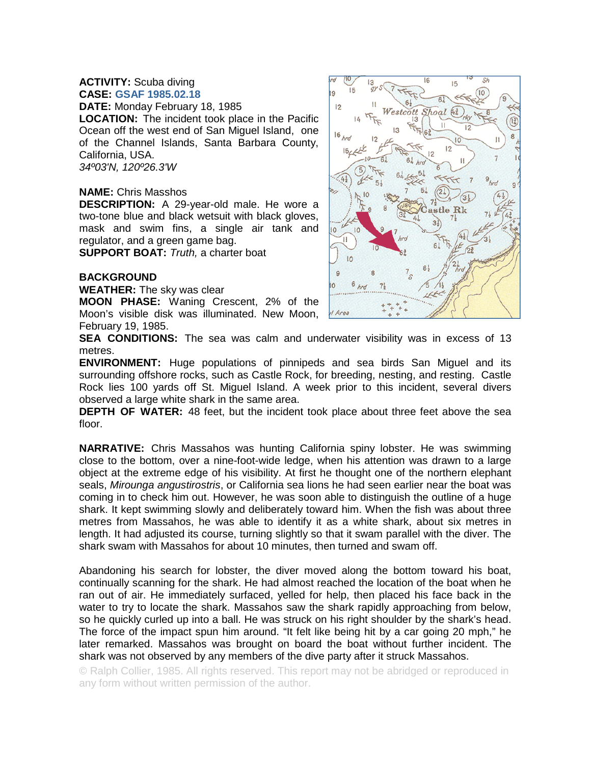**ACTIVITY:** Scuba diving
**CASE:** GSAF 1985.02.18
**DATE:** Monday February 18, 1985
**LOCATION:** The incident took place in the Pacific Ocean off the west end of San Miguel Island, one of the Channel Islands, Santa Barbara County, California, USA.
*34º03'N, 120º26.3'W*

**NAME:** Chris Masshos
**DESCRIPTION:** A 29-year-old male. He wore a two-tone blue and black wetsuit with black gloves, mask and swim fins, a single air tank and regulator, and a green game bag.
**SUPPORT BOAT:** *Truth,* a charter boat

**BACKGROUND**
**WEATHER:** The sky was clear
**MOON PHASE:** Waning Crescent, 2% of the Moon's visible disk was illuminated. New Moon, February 19, 1985.
**SEA CONDITIONS:** The sea was calm and underwater visibility was in excess of 13 metres.
**ENVIRONMENT:** Huge populations of pinnipeds and sea birds San Miguel and its surrounding offshore rocks, such as Castle Rock, for breeding, nesting, and resting. Castle Rock lies 100 yards off St. Miguel Island. A week prior to this incident, several divers observed a large white shark in the same area.
**DEPTH OF WATER:** 48 feet, but the incident took place about three feet above the sea floor.

**NARRATIVE:** Chris Massahos was hunting California spiny lobster. He was swimming close to the bottom, over a nine-foot-wide ledge, when his attention was drawn to a large object at the extreme edge of his visibility. At first he thought one of the northern elephant seals, *Mirounga angustirostris*, or California sea lions he had seen earlier near the boat was coming in to check him out. However, he was soon able to distinguish the outline of a huge shark. It kept swimming slowly and deliberately toward him. When the fish was about three metres from Massahos, he was able to identify it as a white shark, about six metres in length. It had adjusted its course, turning slightly so that it swam parallel with the diver. The shark swam with Massahos for about 10 minutes, then turned and swam off.

Abandoning his search for lobster, the diver moved along the bottom toward his boat, continually scanning for the shark. He had almost reached the location of the boat when he ran out of air. He immediately surfaced, yelled for help, then placed his face back in the water to try to locate the shark. Massahos saw the shark rapidly approaching from below, so he quickly curled up into a ball. He was struck on his right shoulder by the shark's head. The force of the impact spun him around. "It felt like being hit by a car going 20 mph," he later remarked. Massahos was brought on board the boat without further incident. The shark was not observed by any members of the dive party after it struck Massahos.

© Ralph Collier, 1985. All rights reserved. This report may not be abridged or reproduced in any form without written permission of the author.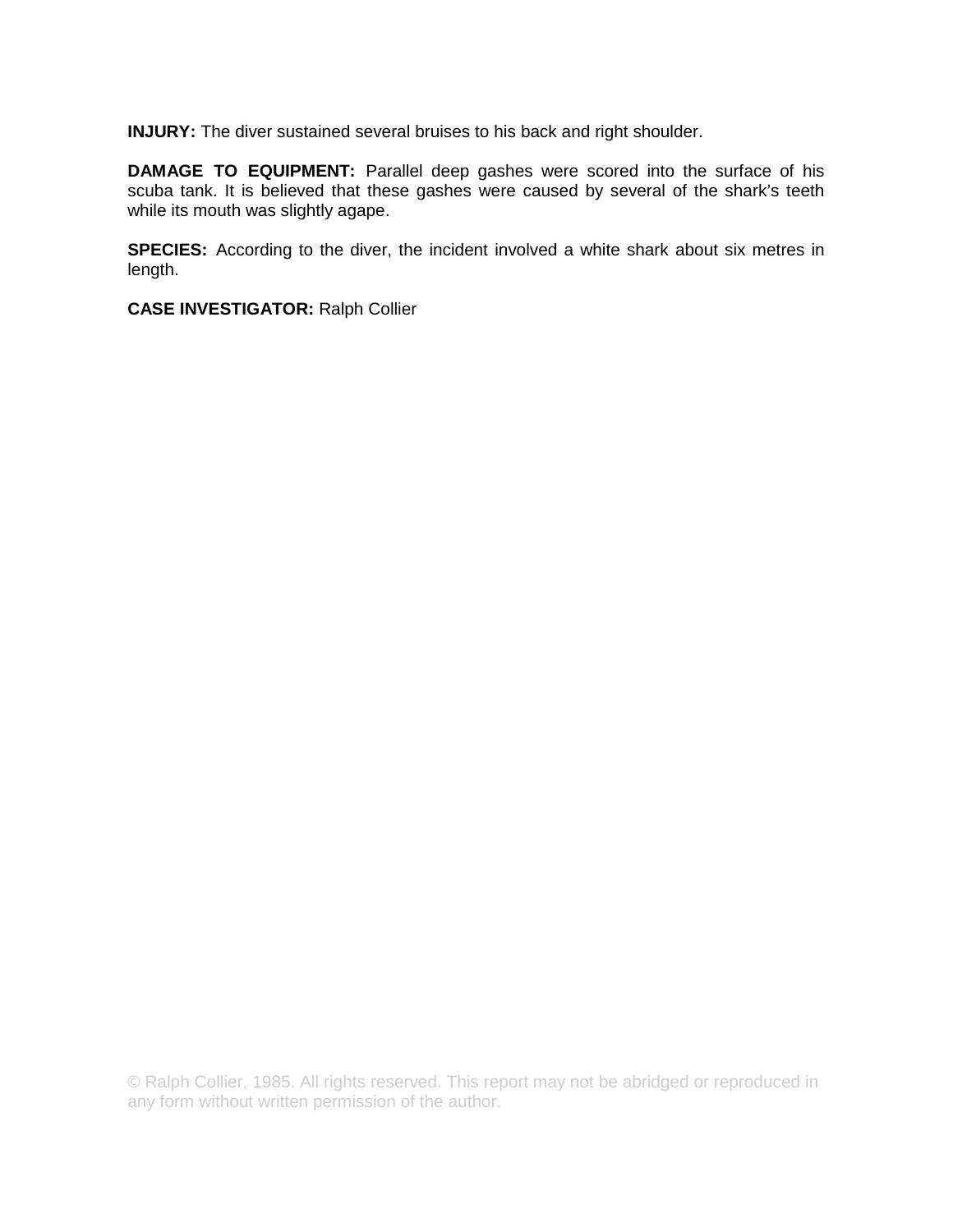**INJURY:** The diver sustained several bruises to his back and right shoulder.

**DAMAGE TO EQUIPMENT:** Parallel deep gashes were scored into the surface of his scuba tank. It is believed that these gashes were caused by several of the shark's teeth while its mouth was slightly agape.

**SPECIES:** According to the diver, the incident involved a white shark about six metres in length.

**CASE INVESTIGATOR:** Ralph Collier

© Ralph Collier, 1985. All rights reserved. This report may not be abridged or reproduced in any form without written permission of the author.